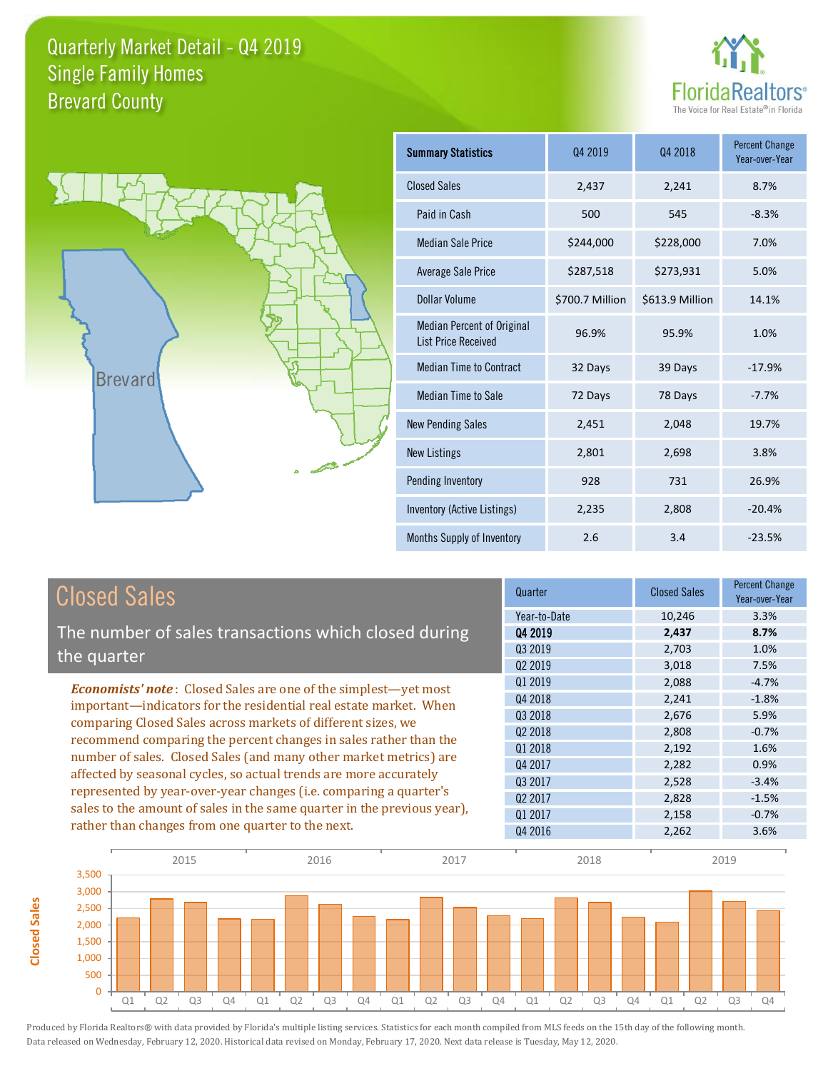# Quarterly Market Detail - Q4 2019
## Single Family Homes
## Brevard County

| Summary Statistics | Q4 2019 | Q4 2018 | Percent Change Year-over-Year |
|---|---|---|---|
| Closed Sales | 2,437 | 2,241 | 8.7% |
| Paid in Cash | 500 | 545 | -8.3% |
| Median Sale Price | $244,000 | $228,000 | 7.0% |
| Average Sale Price | $287,518 | $273,931 | 5.0% |
| Dollar Volume | $700.7 Million | $613.9 Million | 14.1% |
| Median Percent of Original List Price Received | 96.9% | 95.9% | 1.0% |
| Median Time to Contract | 32 Days | 39 Days | -17.9% |
| Median Time to Sale | 72 Days | 78 Days | -7.7% |
| New Pending Sales | 2,451 | 2,048 | 19.7% |
| New Listings | 2,801 | 2,698 | 3.8% |
| Pending Inventory | 928 | 731 | 26.9% |
| Inventory (Active Listings) | 2,235 | 2,808 | -20.4% |
| Months Supply of Inventory | 2.6 | 3.4 | -23.5% |

## Closed Sales

The number of sales transactions which closed during the quarter

*Economists' note*: Closed Sales are one of the simplest—yet most important—indicators for the residential real estate market. When comparing Closed Sales across markets of different sizes, we recommend comparing the percent changes in sales rather than the number of sales. Closed Sales (and many other market metrics) are affected by seasonal cycles, so actual trends are more accurately represented by year-over-year changes (i.e. comparing a quarter's sales to the amount of sales in the same quarter in the previous year), rather than changes from one quarter to the next.

| Quarter | Closed Sales | Percent Change Year-over-Year |
|---|---|---|
| Year-to-Date | 10,246 | 3.3% |
| **Q4 2019** | **2,437** | **8.7%** |
| Q3 2019 | 2,703 | 1.0% |
| Q2 2019 | 3,018 | 7.5% |
| Q1 2019 | 2,088 | -4.7% |
| Q4 2018 | 2,241 | -1.8% |
| Q3 2018 | 2,676 | 5.9% |
| Q2 2018 | 2,808 | -0.7% |
| Q1 2018 | 2,192 | 1.6% |
| Q4 2017 | 2,282 | 0.9% |
| Q3 2017 | 2,528 | -3.4% |
| Q2 2017 | 2,828 | -1.5% |
| Q1 2017 | 2,158 | -0.7% |
| Q4 2016 | 2,262 | 3.6% |

Produced by Florida Realtors® with data provided by Florida's multiple listing services. Statistics for each month compiled from MLS feeds on the 15th day of the following month. Data released on Wednesday, February 12, 2020. Historical data revised on Monday, February 17, 2020. Next data release is Tuesday, May 12, 2020.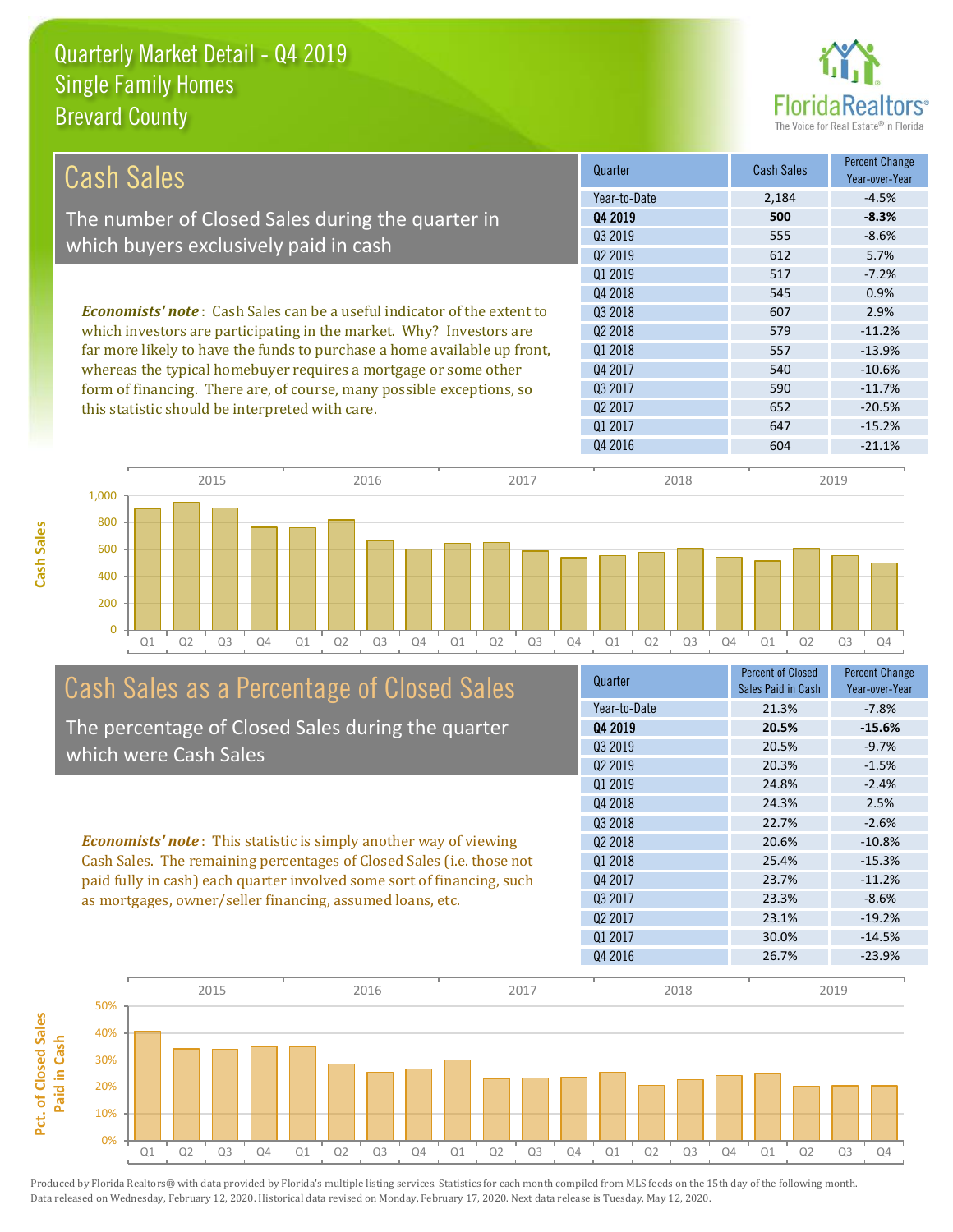# Quarterly Market Detail - Q4 2019
## Single Family Homes
## Brevard County

## Cash Sales

The number of Closed Sales during the quarter in which buyers exclusively paid in cash

| Quarter | Cash Sales | Percent Change Year-over-Year |
|---|---|---|
| Year-to-Date | 2,184 | -4.5% |
| **Q4 2019** | **500** | **-8.3%** |
| Q3 2019 | 555 | -8.6% |
| Q2 2019 | 612 | 5.7% |
| Q1 2019 | 517 | -7.2% |
| Q4 2018 | 545 | 0.9% |
| Q3 2018 | 607 | 2.9% |
| Q2 2018 | 579 | -11.2% |
| Q1 2018 | 557 | -13.9% |
| Q4 2017 | 540 | -10.6% |
| Q3 2017 | 590 | -11.7% |
| Q2 2017 | 652 | -20.5% |
| Q1 2017 | 647 | -15.2% |
| Q4 2016 | 604 | -21.1% |

*Economists' note*: Cash Sales can be a useful indicator of the extent to which investors are participating in the market. Why? Investors are far more likely to have the funds to purchase a home available up front, whereas the typical homebuyer requires a mortgage or some other form of financing. There are, of course, many possible exceptions, so this statistic should be interpreted with care.

## Cash Sales as a Percentage of Closed Sales

The percentage of Closed Sales during the quarter which were Cash Sales

| Quarter | Percent of Closed Sales Paid in Cash | Percent Change Year-over-Year |
|---|---|---|
| Year-to-Date | 21.3% | -7.8% |
| **Q4 2019** | **20.5%** | **-15.6%** |
| Q3 2019 | 20.5% | -9.7% |
| Q2 2019 | 20.3% | -1.5% |
| Q1 2019 | 24.8% | -2.4% |
| Q4 2018 | 24.3% | 2.5% |
| Q3 2018 | 22.7% | -2.6% |
| Q2 2018 | 20.6% | -10.8% |
| Q1 2018 | 25.4% | -15.3% |
| Q4 2017 | 23.7% | -11.2% |
| Q3 2017 | 23.3% | -8.6% |
| Q2 2017 | 23.1% | -19.2% |
| Q1 2017 | 30.0% | -14.5% |
| Q4 2016 | 26.7% | -23.9% |

*Economists' note*: This statistic is simply another way of viewing Cash Sales. The remaining percentages of Closed Sales (i.e. those not paid fully in cash) each quarter involved some sort of financing, such as mortgages, owner/seller financing, assumed loans, etc.

Produced by Florida Realtors® with data provided by Florida's multiple listing services. Statistics for each month compiled from MLS feeds on the 15th day of the following month. Data released on Wednesday, February 12, 2020. Historical data revised on Monday, February 17, 2020. Next data release is Tuesday, May 12, 2020.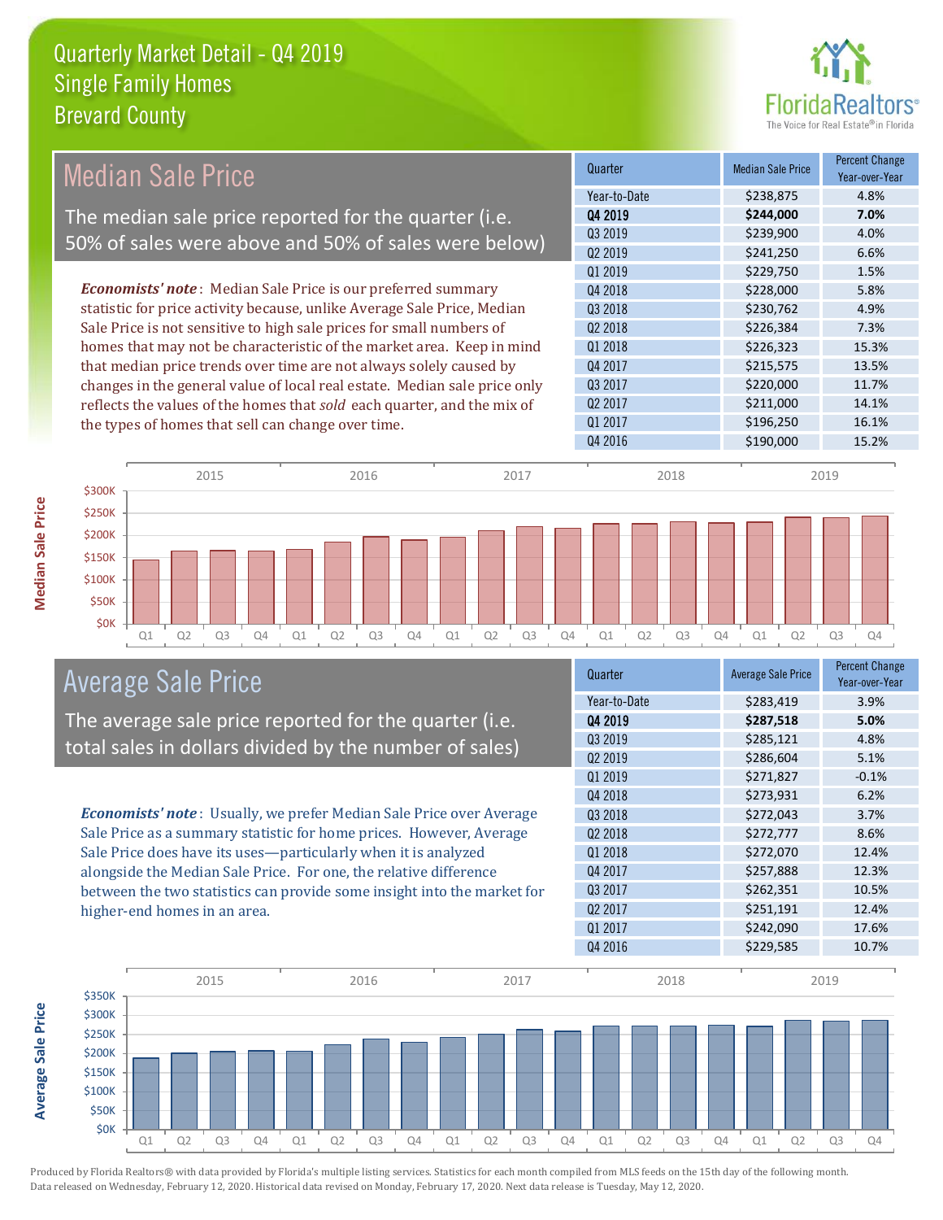# Quarterly Market Detail - Q4 2019
## Single Family Homes
## Brevard County

## Median Sale Price

The median sale price reported for the quarter (i.e. 50% of sales were above and 50% of sales were below)

*Economists' note*: Median Sale Price is our preferred summary statistic for price activity because, unlike Average Sale Price, Median Sale Price is not sensitive to high sale prices for small numbers of homes that may not be characteristic of the market area. Keep in mind that median price trends over time are not always solely caused by changes in the general value of local real estate. Median sale price only reflects the values of the homes that *sold* each quarter, and the mix of the types of homes that sell can change over time.

| Quarter | Median Sale Price | Percent Change Year-over-Year |
|---|---|---|
| Year-to-Date | $238,875 | 4.8% |
| **Q4 2019** | **$244,000** | **7.0%** |
| Q3 2019 | $239,900 | 4.0% |
| Q2 2019 | $241,250 | 6.6% |
| Q1 2019 | $229,750 | 1.5% |
| Q4 2018 | $228,000 | 5.8% |
| Q3 2018 | $230,762 | 4.9% |
| Q2 2018 | $226,384 | 7.3% |
| Q1 2018 | $226,323 | 15.3% |
| Q4 2017 | $215,575 | 13.5% |
| Q3 2017 | $220,000 | 11.7% |
| Q2 2017 | $211,000 | 14.1% |
| Q1 2017 | $196,250 | 16.1% |
| Q4 2016 | $190,000 | 15.2% |

## Average Sale Price

The average sale price reported for the quarter (i.e. total sales in dollars divided by the number of sales)

*Economists' note*: Usually, we prefer Median Sale Price over Average Sale Price as a summary statistic for home prices. However, Average Sale Price does have its uses—particularly when it is analyzed alongside the Median Sale Price. For one, the relative difference between the two statistics can provide some insight into the market for higher-end homes in an area.

| Quarter | Average Sale Price | Percent Change Year-over-Year |
|---|---|---|
| Year-to-Date | $283,419 | 3.9% |
| **Q4 2019** | **$287,518** | **5.0%** |
| Q3 2019 | $285,121 | 4.8% |
| Q2 2019 | $286,604 | 5.1% |
| Q1 2019 | $271,827 | -0.1% |
| Q4 2018 | $273,931 | 6.2% |
| Q3 2018 | $272,043 | 3.7% |
| Q2 2018 | $272,777 | 8.6% |
| Q1 2018 | $272,070 | 12.4% |
| Q4 2017 | $257,888 | 12.3% |
| Q3 2017 | $262,351 | 10.5% |
| Q2 2017 | $251,191 | 12.4% |
| Q1 2017 | $242,090 | 17.6% |
| Q4 2016 | $229,585 | 10.7% |

Produced by Florida Realtors® with data provided by Florida's multiple listing services. Statistics for each month compiled from MLS feeds on the 15th day of the following month. Data released on Wednesday, February 12, 2020. Historical data revised on Monday, February 17, 2020. Next data release is Tuesday, May 12, 2020.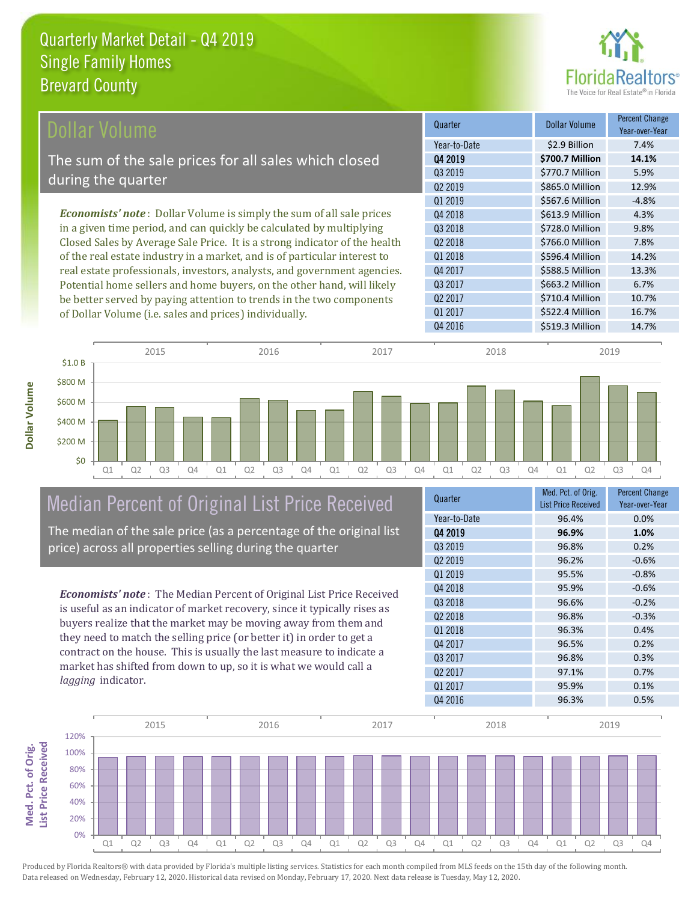# Quarterly Market Detail - Q4 2019
## Single Family Homes
## Brevard County

## Dollar Volume

The sum of the sale prices for all sales which closed during the quarter

*Economists' note*: Dollar Volume is simply the sum of all sale prices in a given time period, and can quickly be calculated by multiplying Closed Sales by Average Sale Price. It is a strong indicator of the health of the real estate industry in a market, and is of particular interest to real estate professionals, investors, analysts, and government agencies. Potential home sellers and home buyers, on the other hand, will likely be better served by paying attention to trends in the two components of Dollar Volume (i.e. sales and prices) individually.

| Quarter | Dollar Volume | Percent Change Year-over-Year |
|---|---|---|
| Year-to-Date | $2.9 Billion | 7.4% |
| **Q4 2019** | **$700.7 Million** | **14.1%** |
| Q3 2019 | $770.7 Million | 5.9% |
| Q2 2019 | $865.0 Million | 12.9% |
| Q1 2019 | $567.6 Million | -4.8% |
| Q4 2018 | $613.9 Million | 4.3% |
| Q3 2018 | $728.0 Million | 9.8% |
| Q2 2018 | $766.0 Million | 7.8% |
| Q1 2018 | $596.4 Million | 14.2% |
| Q4 2017 | $588.5 Million | 13.3% |
| Q3 2017 | $663.2 Million | 6.7% |
| Q2 2017 | $710.4 Million | 10.7% |
| Q1 2017 | $522.4 Million | 16.7% |
| Q4 2016 | $519.3 Million | 14.7% |

## Median Percent of Original List Price Received

The median of the sale price (as a percentage of the original list price) across all properties selling during the quarter

*Economists' note*: The Median Percent of Original List Price Received is useful as an indicator of market recovery, since it typically rises as buyers realize that the market may be moving away from them and they need to match the selling price (or better it) in order to get a contract on the house. This is usually the last measure to indicate a market has shifted from down to up, so it is what we would call a *lagging* indicator.

| Quarter | Med. Pct. of Orig. List Price Received | Percent Change Year-over-Year |
|---|---|---|
| Year-to-Date | 96.4% | 0.0% |
| **Q4 2019** | **96.9%** | **1.0%** |
| Q3 2019 | 96.8% | 0.2% |
| Q2 2019 | 96.2% | -0.6% |
| Q1 2019 | 95.5% | -0.8% |
| Q4 2018 | 95.9% | -0.6% |
| Q3 2018 | 96.6% | -0.2% |
| Q2 2018 | 96.8% | -0.3% |
| Q1 2018 | 96.3% | 0.4% |
| Q4 2017 | 96.5% | 0.2% |
| Q3 2017 | 96.8% | 0.3% |
| Q2 2017 | 97.1% | 0.7% |
| Q1 2017 | 95.9% | 0.1% |
| Q4 2016 | 96.3% | 0.5% |

Produced by Florida Realtors® with data provided by Florida's multiple listing services. Statistics for each month compiled from MLS feeds on the 15th day of the following month. Data released on Wednesday, February 12, 2020. Historical data revised on Monday, February 17, 2020. Next data release is Tuesday, May 12, 2020.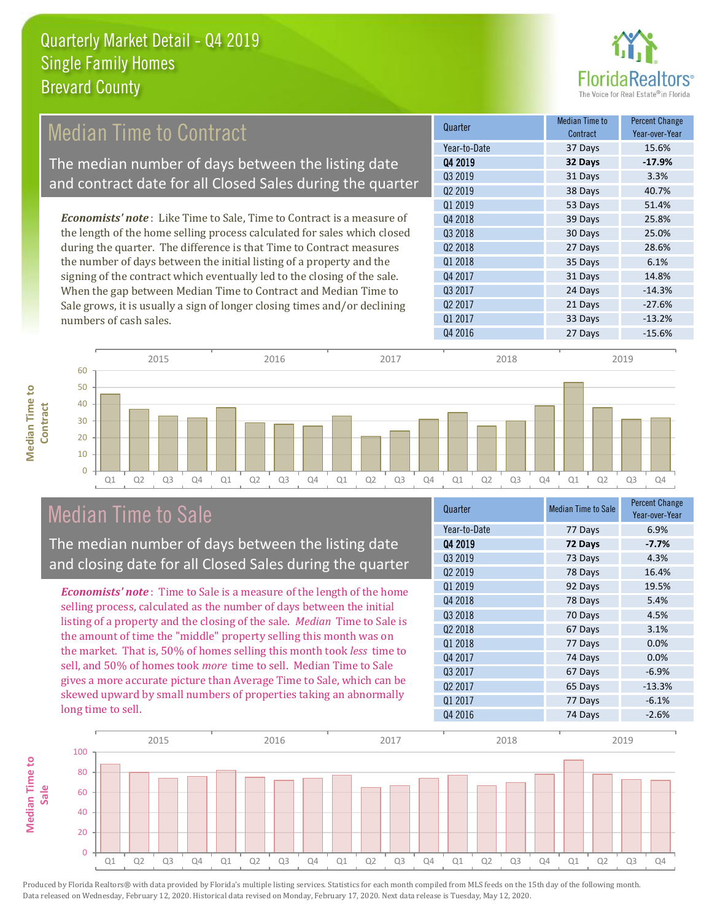# Quarterly Market Detail - Q4 2019
## Single Family Homes
## Brevard County

## Median Time to Contract

The median number of days between the listing date and contract date for all Closed Sales during the quarter

*Economists' note*: Like Time to Sale, Time to Contract is a measure of the length of the home selling process calculated for sales which closed during the quarter. The difference is that Time to Contract measures the number of days between the initial listing of a property and the signing of the contract which eventually led to the closing of the sale. When the gap between Median Time to Contract and Median Time to Sale grows, it is usually a sign of longer closing times and/or declining numbers of cash sales.

| Quarter | Median Time to Contract | Percent Change Year-over-Year |
|---|---|---|
| Year-to-Date | 37 Days | 15.6% |
| **Q4 2019** | **32 Days** | **-17.9%** |
| Q3 2019 | 31 Days | 3.3% |
| Q2 2019 | 38 Days | 40.7% |
| Q1 2019 | 53 Days | 51.4% |
| Q4 2018 | 39 Days | 25.8% |
| Q3 2018 | 30 Days | 25.0% |
| Q2 2018 | 27 Days | 28.6% |
| Q1 2018 | 35 Days | 6.1% |
| Q4 2017 | 31 Days | 14.8% |
| Q3 2017 | 24 Days | -14.3% |
| Q2 2017 | 21 Days | -27.6% |
| Q1 2017 | 33 Days | -13.2% |
| Q4 2016 | 27 Days | -15.6% |

## Median Time to Sale

The median number of days between the listing date and closing date for all Closed Sales during the quarter

*Economists' note*: Time to Sale is a measure of the length of the home selling process, calculated as the number of days between the initial listing of a property and the closing of the sale. *Median* Time to Sale is the amount of time the "middle" property selling this month was on the market. That is, 50% of homes selling this month took *less* time to sell, and 50% of homes took *more* time to sell. Median Time to Sale gives a more accurate picture than Average Time to Sale, which can be skewed upward by small numbers of properties taking an abnormally long time to sell.

| Quarter | Median Time to Sale | Percent Change Year-over-Year |
|---|---|---|
| Year-to-Date | 77 Days | 6.9% |
| **Q4 2019** | **72 Days** | **-7.7%** |
| Q3 2019 | 73 Days | 4.3% |
| Q2 2019 | 78 Days | 16.4% |
| Q1 2019 | 92 Days | 19.5% |
| Q4 2018 | 78 Days | 5.4% |
| Q3 2018 | 70 Days | 4.5% |
| Q2 2018 | 67 Days | 3.1% |
| Q1 2018 | 77 Days | 0.0% |
| Q4 2017 | 74 Days | 0.0% |
| Q3 2017 | 67 Days | -6.9% |
| Q2 2017 | 65 Days | -13.3% |
| Q1 2017 | 77 Days | -6.1% |
| Q4 2016 | 74 Days | -2.6% |

Produced by Florida Realtors® with data provided by Florida's multiple listing services. Statistics for each month compiled from MLS feeds on the 15th day of the following month. Data released on Wednesday, February 12, 2020. Historical data revised on Monday, February 17, 2020. Next data release is Tuesday, May 12, 2020.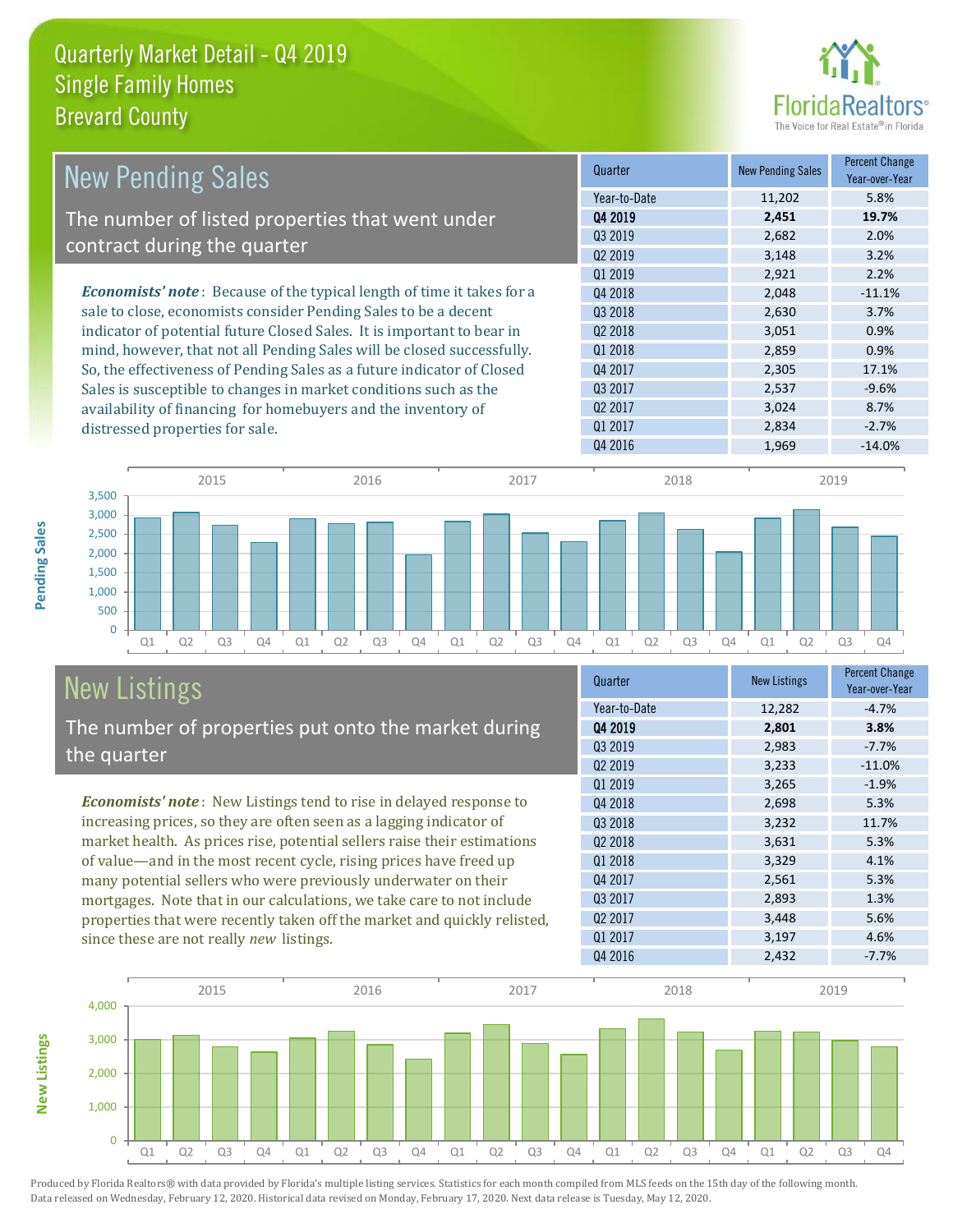# Quarterly Market Detail - Q4 2019
## Single Family Homes
## Brevard County

## New Pending Sales

The number of listed properties that went under contract during the quarter

***Economists' note***: Because of the typical length of time it takes for a sale to close, economists consider Pending Sales to be a decent indicator of potential future Closed Sales. It is important to bear in mind, however, that not all Pending Sales will be closed successfully. So, the effectiveness of Pending Sales as a future indicator of Closed Sales is susceptible to changes in market conditions such as the availability of financing for homebuyers and the inventory of distressed properties for sale.

| Quarter | New Pending Sales | Percent Change Year-over-Year |
|---|---|---|
| Year-to-Date | 11,202 | 5.8% |
| **Q4 2019** | **2,451** | **19.7%** |
| Q3 2019 | 2,682 | 2.0% |
| Q2 2019 | 3,148 | 3.2% |
| Q1 2019 | 2,921 | 2.2% |
| Q4 2018 | 2,048 | -11.1% |
| Q3 2018 | 2,630 | 3.7% |
| Q2 2018 | 3,051 | 0.9% |
| Q1 2018 | 2,859 | 0.9% |
| Q4 2017 | 2,305 | 17.1% |
| Q3 2017 | 2,537 | -9.6% |
| Q2 2017 | 3,024 | 8.7% |
| Q1 2017 | 2,834 | -2.7% |
| Q4 2016 | 1,969 | -14.0% |

## New Listings

The number of properties put onto the market during the quarter

***Economists' note***: New Listings tend to rise in delayed response to increasing prices, so they are often seen as a lagging indicator of market health. As prices rise, potential sellers raise their estimations of value—and in the most recent cycle, rising prices have freed up many potential sellers who were previously underwater on their mortgages. Note that in our calculations, we take care to not include properties that were recently taken off the market and quickly relisted, since these are not really *new* listings.

| Quarter | New Listings | Percent Change Year-over-Year |
|---|---|---|
| Year-to-Date | 12,282 | -4.7% |
| **Q4 2019** | **2,801** | **3.8%** |
| Q3 2019 | 2,983 | -7.7% |
| Q2 2019 | 3,233 | -11.0% |
| Q1 2019 | 3,265 | -1.9% |
| Q4 2018 | 2,698 | 5.3% |
| Q3 2018 | 3,232 | 11.7% |
| Q2 2018 | 3,631 | 5.3% |
| Q1 2018 | 3,329 | 4.1% |
| Q4 2017 | 2,561 | 5.3% |
| Q3 2017 | 2,893 | 1.3% |
| Q2 2017 | 3,448 | 5.6% |
| Q1 2017 | 3,197 | 4.6% |
| Q4 2016 | 2,432 | -7.7% |

Produced by Florida Realtors® with data provided by Florida's multiple listing services. Statistics for each month compiled from MLS feeds on the 15th day of the following month. Data released on Wednesday, February 12, 2020. Historical data revised on Monday, February 17, 2020. Next data release is Tuesday, May 12, 2020.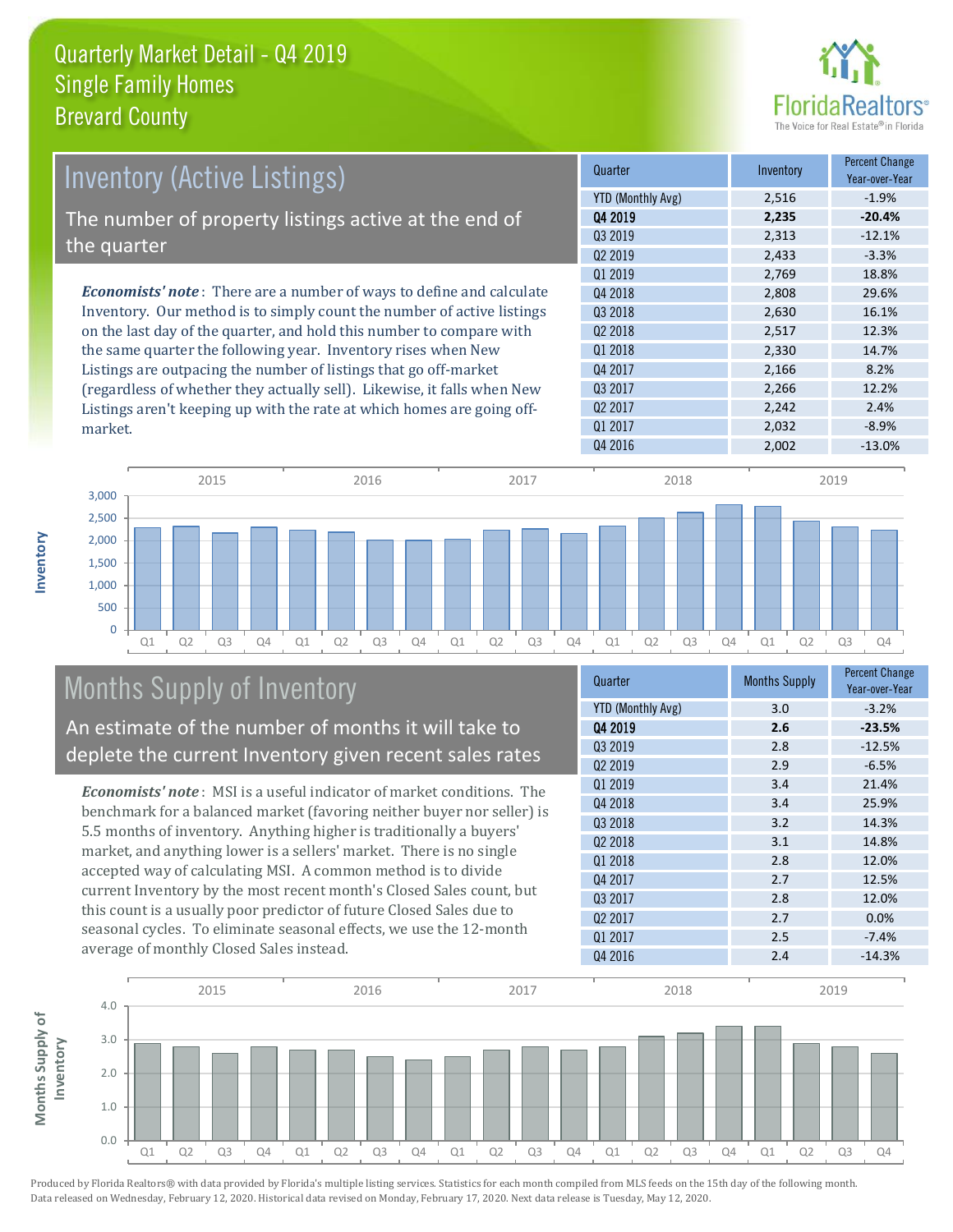# Quarterly Market Detail - Q4 2019
## Single Family Homes
## Brevard County

## Inventory (Active Listings)

The number of property listings active at the end of the quarter

***Economists' note***: There are a number of ways to define and calculate Inventory. Our method is to simply count the number of active listings on the last day of the quarter, and hold this number to compare with the same quarter the following year. Inventory rises when New Listings are outpacing the number of listings that go off-market (regardless of whether they actually sell). Likewise, it falls when New Listings aren't keeping up with the rate at which homes are going off-market.

| Quarter | Inventory | Percent Change Year-over-Year |
|---|---|---|
| YTD (Monthly Avg) | 2,516 | -1.9% |
| **Q4 2019** | **2,235** | **-20.4%** |
| Q3 2019 | 2,313 | -12.1% |
| Q2 2019 | 2,433 | -3.3% |
| Q1 2019 | 2,769 | 18.8% |
| Q4 2018 | 2,808 | 29.6% |
| Q3 2018 | 2,630 | 16.1% |
| Q2 2018 | 2,517 | 12.3% |
| Q1 2018 | 2,330 | 14.7% |
| Q4 2017 | 2,166 | 8.2% |
| Q3 2017 | 2,266 | 12.2% |
| Q2 2017 | 2,242 | 2.4% |
| Q1 2017 | 2,032 | -8.9% |
| Q4 2016 | 2,002 | -13.0% |

## Months Supply of Inventory

An estimate of the number of months it will take to deplete the current Inventory given recent sales rates

***Economists' note***: MSI is a useful indicator of market conditions. The benchmark for a balanced market (favoring neither buyer nor seller) is 5.5 months of inventory. Anything higher is traditionally a buyers' market, and anything lower is a sellers' market. There is no single accepted way of calculating MSI. A common method is to divide current Inventory by the most recent month's Closed Sales count, but this count is a usually poor predictor of future Closed Sales due to seasonal cycles. To eliminate seasonal effects, we use the 12-month average of monthly Closed Sales instead.

| Quarter | Months Supply | Percent Change Year-over-Year |
|---|---|---|
| YTD (Monthly Avg) | 3.0 | -3.2% |
| **Q4 2019** | **2.6** | **-23.5%** |
| Q3 2019 | 2.8 | -12.5% |
| Q2 2019 | 2.9 | -6.5% |
| Q1 2019 | 3.4 | 21.4% |
| Q4 2018 | 3.4 | 25.9% |
| Q3 2018 | 3.2 | 14.3% |
| Q2 2018 | 3.1 | 14.8% |
| Q1 2018 | 2.8 | 12.0% |
| Q4 2017 | 2.7 | 12.5% |
| Q3 2017 | 2.8 | 12.0% |
| Q2 2017 | 2.7 | 0.0% |
| Q1 2017 | 2.5 | -7.4% |
| Q4 2016 | 2.4 | -14.3% |

Produced by Florida Realtors® with data provided by Florida's multiple listing services. Statistics for each month compiled from MLS feeds on the 15th day of the following month. Data released on Wednesday, February 12, 2020. Historical data revised on Monday, February 17, 2020. Next data release is Tuesday, May 12, 2020.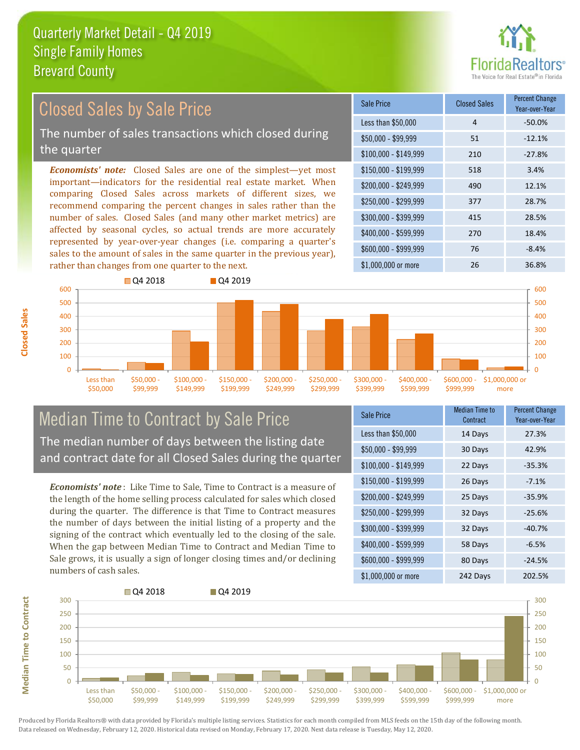# Quarterly Market Detail - Q4 2019
## Single Family Homes
## Brevard County

## Closed Sales by Sale Price

The number of sales transactions which closed during the quarter

*Economists' note:* Closed Sales are one of the simplest—yet most important—indicators for the residential real estate market. When comparing Closed Sales across markets of different sizes, we recommend comparing the percent changes in sales rather than the number of sales. Closed Sales (and many other market metrics) are affected by seasonal cycles, so actual trends are more accurately represented by year-over-year changes (i.e. comparing a quarter's sales to the amount of sales in the same quarter in the previous year), rather than changes from one quarter to the next.

| Sale Price | Closed Sales | Percent Change Year-over-Year |
|---|---|---|
| Less than $50,000 | 4 | -50.0% |
| $50,000 - $99,999 | 51 | -12.1% |
| $100,000 - $149,999 | 210 | -27.8% |
| $150,000 - $199,999 | 518 | 3.4% |
| $200,000 - $249,999 | 490 | 12.1% |
| $250,000 - $299,999 | 377 | 28.7% |
| $300,000 - $399,999 | 415 | 28.5% |
| $400,000 - $599,999 | 270 | 18.4% |
| $600,000 - $999,999 | 76 | -8.4% |
| $1,000,000 or more | 26 | 36.8% |

## Median Time to Contract by Sale Price

The median number of days between the listing date and contract date for all Closed Sales during the quarter

*Economists' note*: Like Time to Sale, Time to Contract is a measure of the length of the home selling process calculated for sales which closed during the quarter. The difference is that Time to Contract measures the number of days between the initial listing of a property and the signing of the contract which eventually led to the closing of the sale. When the gap between Median Time to Contract and Median Time to Sale grows, it is usually a sign of longer closing times and/or declining numbers of cash sales.

| Sale Price | Median Time to Contract | Percent Change Year-over-Year |
|---|---|---|
| Less than $50,000 | 14 Days | 27.3% |
| $50,000 - $99,999 | 30 Days | 42.9% |
| $100,000 - $149,999 | 22 Days | -35.3% |
| $150,000 - $199,999 | 26 Days | -7.1% |
| $200,000 - $249,999 | 25 Days | -35.9% |
| $250,000 - $299,999 | 32 Days | -25.6% |
| $300,000 - $399,999 | 32 Days | -40.7% |
| $400,000 - $599,999 | 58 Days | -6.5% |
| $600,000 - $999,999 | 80 Days | -24.5% |
| $1,000,000 or more | 242 Days | 202.5% |

Produced by Florida Realtors® with data provided by Florida's multiple listing services. Statistics for each month compiled from MLS feeds on the 15th day of the following month. Data released on Wednesday, February 12, 2020. Historical data revised on Monday, February 17, 2020. Next data release is Tuesday, May 12, 2020.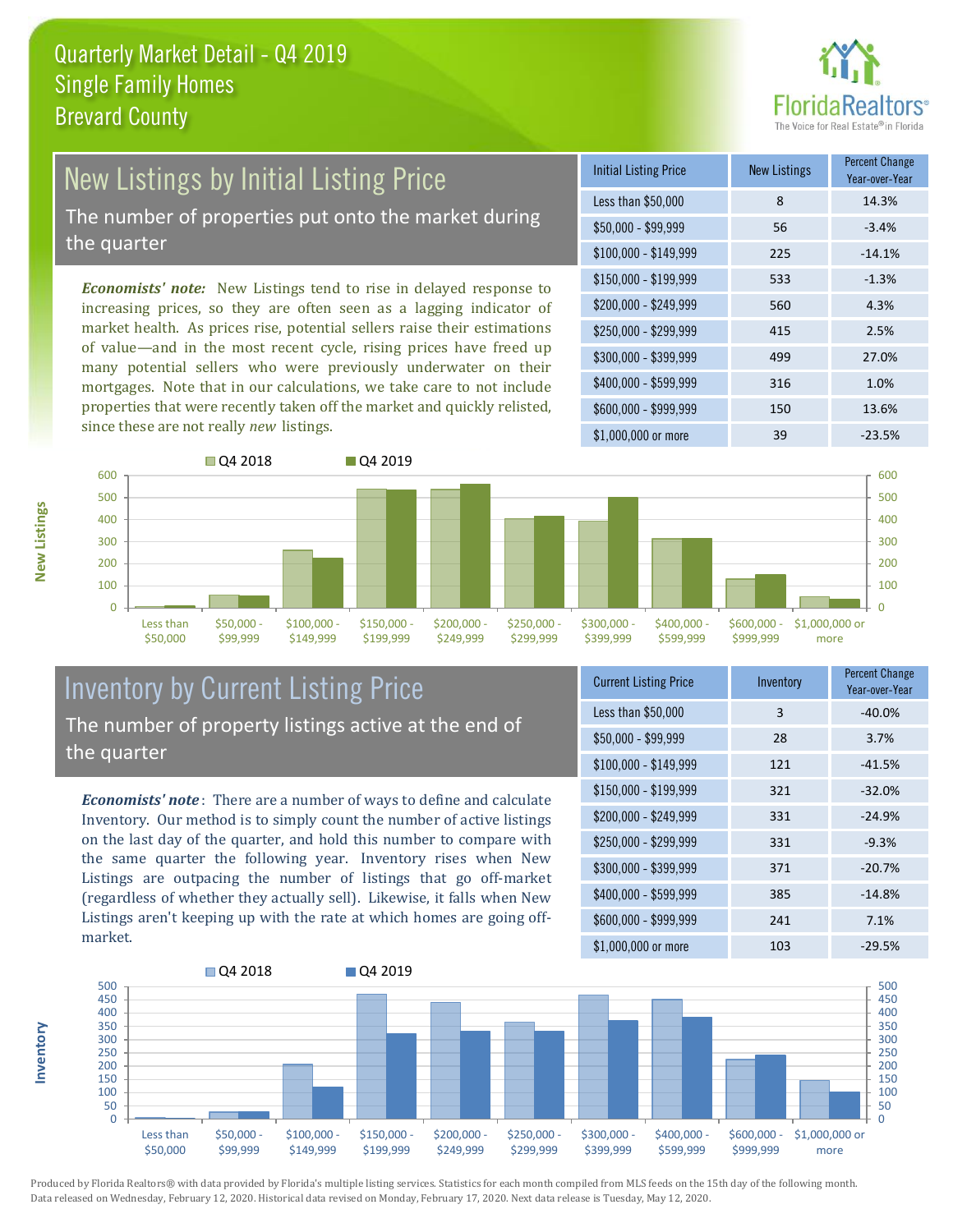# Quarterly Market Detail - Q4 2019
## Single Family Homes
## Brevard County

## New Listings by Initial Listing Price

The number of properties put onto the market during the quarter

***Economists' note:*** New Listings tend to rise in delayed response to increasing prices, so they are often seen as a lagging indicator of market health. As prices rise, potential sellers raise their estimations of value—and in the most recent cycle, rising prices have freed up many potential sellers who were previously underwater on their mortgages. Note that in our calculations, we take care to not include properties that were recently taken off the market and quickly relisted, since these are not really *new* listings.

| Initial Listing Price | New Listings | Percent Change Year-over-Year |
|---|---|---|
| Less than $50,000 | 8 | 14.3% |
| $50,000 - $99,999 | 56 | -3.4% |
| $100,000 - $149,999 | 225 | -14.1% |
| $150,000 - $199,999 | 533 | -1.3% |
| $200,000 - $249,999 | 560 | 4.3% |
| $250,000 - $299,999 | 415 | 2.5% |
| $300,000 - $399,999 | 499 | 27.0% |
| $400,000 - $599,999 | 316 | 1.0% |
| $600,000 - $999,999 | 150 | 13.6% |
| $1,000,000 or more | 39 | -23.5% |

## Inventory by Current Listing Price

The number of property listings active at the end of the quarter

***Economists' note***: There are a number of ways to define and calculate Inventory. Our method is to simply count the number of active listings on the last day of the quarter, and hold this number to compare with the same quarter the following year. Inventory rises when New Listings are outpacing the number of listings that go off-market (regardless of whether they actually sell). Likewise, it falls when New Listings aren't keeping up with the rate at which homes are going off-market.

| Current Listing Price | Inventory | Percent Change Year-over-Year |
|---|---|---|
| Less than $50,000 | 3 | -40.0% |
| $50,000 - $99,999 | 28 | 3.7% |
| $100,000 - $149,999 | 121 | -41.5% |
| $150,000 - $199,999 | 321 | -32.0% |
| $200,000 - $249,999 | 331 | -24.9% |
| $250,000 - $299,999 | 331 | -9.3% |
| $300,000 - $399,999 | 371 | -20.7% |
| $400,000 - $599,999 | 385 | -14.8% |
| $600,000 - $999,999 | 241 | 7.1% |
| $1,000,000 or more | 103 | -29.5% |

Produced by Florida Realtors® with data provided by Florida's multiple listing services. Statistics for each month compiled from MLS feeds on the 15th day of the following month. Data released on Wednesday, February 12, 2020. Historical data revised on Monday, February 17, 2020. Next data release is Tuesday, May 12, 2020.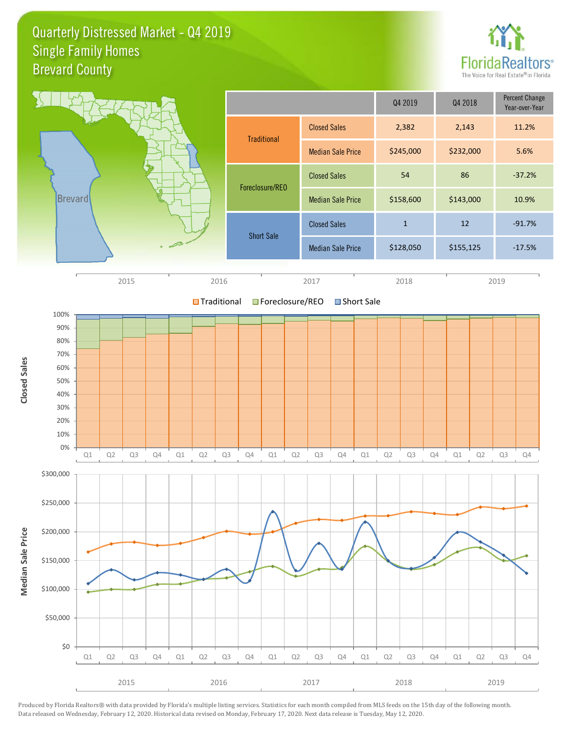# Quarterly Distressed Market - Q4 2019
## Single Family Homes
## Brevard County

FloridaRealtors®
The Voice for Real Estate® in Florida

Brevard

| | | Q4 2019 | Q4 2018 | Percent Change Year-over-Year |
|---|---|---|---|---|
| Traditional | Closed Sales | 2,382 | 2,143 | 11.2% |
| | Median Sale Price | $245,000 | $232,000 | 5.6% |
| Foreclosure/REO | Closed Sales | 54 | 86 | -37.2% |
| | Median Sale Price | $158,600 | $143,000 | 10.9% |
| Short Sale | Closed Sales | 1 | 12 | -91.7% |
| | Median Sale Price | $128,050 | $155,125 | -17.5% |

2015 2016 2017 2018 2019

Traditional Foreclosure/REO Short Sale

Closed Sales

100% 90% 80% 70% 60% 50% 40% 30% 20% 10% 0%

Q1 Q2 Q3 Q4 Q1 Q2 Q3 Q4 Q1 Q2 Q3 Q4 Q1 Q2 Q3 Q4 Q1 Q2 Q3 Q4

Median Sale Price

$300,000 $250,000 $200,000 $150,000 $100,000 $50,000 $0

Q1 Q2 Q3 Q4 Q1 Q2 Q3 Q4 Q1 Q2 Q3 Q4 Q1 Q2 Q3 Q4 Q1 Q2 Q3 Q4

2015 2016 2017 2018 2019

Produced by Florida Realtors® with data provided by Florida's multiple listing services. Statistics for each month compiled from MLS feeds on the 15th day of the following month. Data released on Wednesday, February 12, 2020. Historical data revised on Monday, February 17, 2020. Next data release is Tuesday, May 12, 2020.